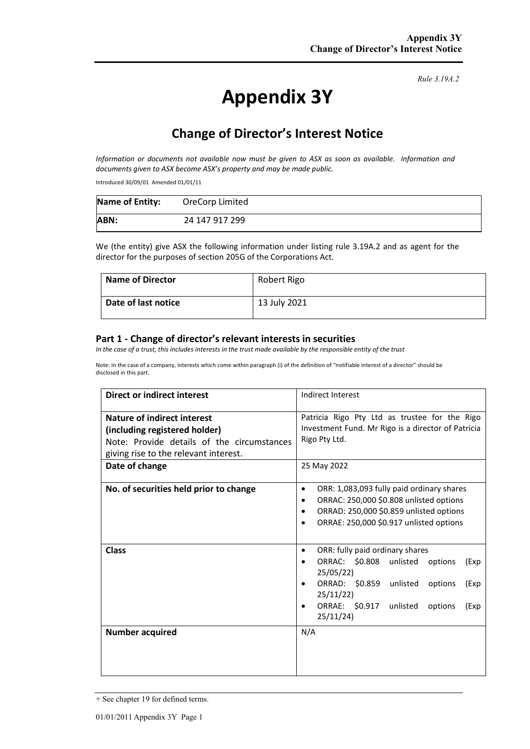*Rule 3.19A.2*

# Appendix 3Y

## Change of Director's Interest Notice

*Information or documents not available now must be given to ASX as soon as available. Information and documents given to ASX become ASX's property and may be made public.*

Introduced 30/09/01 Amended 01/01/11

| **Name of Entity:** | OreCorp Limited |
|---|---|
| **ABN:** | 24 147 917 299 |

We (the entity) give ASX the following information under listing rule 3.19A.2 and as agent for the director for the purposes of section 205G of the Corporations Act.

| **Name of Director** | Robert Rigo |
|---|---|
| **Date of last notice** | 13 July 2021 |

### Part 1 - Change of director's relevant interests in securities

*In the case of a trust, this includes interests in the trust made available by the responsible entity of the trust*

Note: In the case of a company, interests which come within paragraph (i) of the definition of "notifiable interest of a director" should be disclosed in this part.

| **Direct or indirect interest** | Indirect Interest |
|---|---|
| **Nature of indirect interest (including registered holder)** Note: Provide details of the circumstances giving rise to the relevant interest. | Patricia Rigo Pty Ltd as trustee for the Rigo Investment Fund. Mr Rigo is a director of Patricia Rigo Pty Ltd. |
| **Date of change** | 25 May 2022 |
| **No. of securities held prior to change** | • ORR: 1,083,093 fully paid ordinary shares<br>• ORRAC: 250,000 $0.808 unlisted options<br>• ORRAD: 250,000 $0.859 unlisted options<br>• ORRAE: 250,000 $0.917 unlisted options |
| **Class** | • ORR: fully paid ordinary shares<br>• ORRAC: $0.808 unlisted options (Exp 25/05/22)<br>• ORRAD: $0.859 unlisted options (Exp 25/11/22)<br>• ORRAE: $0.917 unlisted options (Exp 25/11/24) |
| **Number acquired** | N/A |

+ See chapter 19 for defined terms.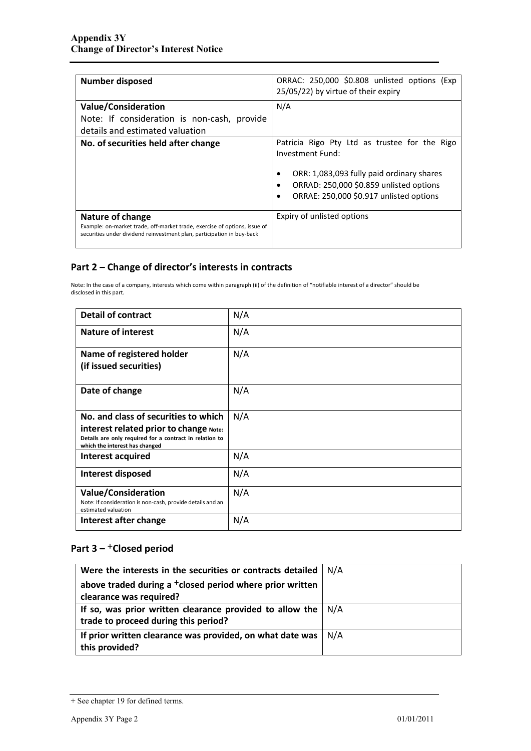| | |
|---|---|
| **Number disposed** | ORRAC: 250,000 $0.808 unlisted options (Exp 25/05/22) by virtue of their expiry |
| **Value/Consideration**<br>Note: If consideration is non-cash, provide details and estimated valuation | N/A |
| **No. of securities held after change** | Patricia Rigo Pty Ltd as trustee for the Rigo Investment Fund:<br>• ORR: 1,083,093 fully paid ordinary shares<br>• ORRAD: 250,000 $0.859 unlisted options<br>• ORRAE: 250,000 $0.917 unlisted options |
| **Nature of change**<br>Example: on-market trade, off-market trade, exercise of options, issue of securities under dividend reinvestment plan, participation in buy-back | Expiry of unlisted options |

## Part 2 – Change of director's interests in contracts

Note: In the case of a company, interests which come within paragraph (ii) of the definition of "notifiable interest of a director" should be disclosed in this part.

| | |
|---|---|
| **Detail of contract** | N/A |
| **Nature of interest** | N/A |
| **Name of registered holder (if issued securities)** | N/A |
| **Date of change** | N/A |
| **No. and class of securities to which interest related prior to change** Note: Details are only required for a contract in relation to which the interest has changed | N/A |
| **Interest acquired** | N/A |
| **Interest disposed** | N/A |
| **Value/Consideration**<br>Note: If consideration is non-cash, provide details and an estimated valuation | N/A |
| **Interest after change** | N/A |

## Part 3 – +Closed period

| | |
|---|---|
| **Were the interests in the securities or contracts detailed above traded during a +closed period where prior written clearance was required?** | N/A |
| **If so, was prior written clearance provided to allow the trade to proceed during this period?** | N/A |
| **If prior written clearance was provided, on what date was this provided?** | N/A |

+ See chapter 19 for defined terms.